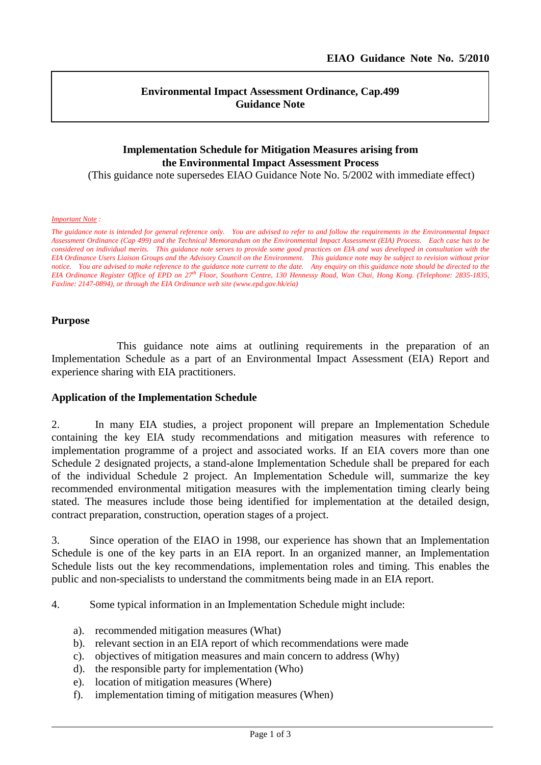**EIAO Guidance Note No. 5/2010**

**Environmental Impact Assessment Ordinance, Cap.499**
**Guidance Note**

## Implementation Schedule for Mitigation Measures arising from the Environmental Impact Assessment Process

(This guidance note supersedes EIAO Guidance Note No. 5/2002 with immediate effect)

*Important Note :*

*The guidance note is intended for general reference only. You are advised to refer to and follow the requirements in the Environmental Impact Assessment Ordinance (Cap 499) and the Technical Memorandum on the Environmental Impact Assessment (EIA) Process. Each case has to be considered on individual merits. This guidance note serves to provide some good practices on EIA and was developed in consultation with the EIA Ordinance Users Liaison Groups and the Advisory Council on the Environment. This guidance note may be subject to revision without prior notice. You are advised to make reference to the guidance note current to the date. Any enquiry on this guidance note should be directed to the EIA Ordinance Register Office of EPD on 27th Floor, Southorn Centre, 130 Hennessy Road, Wan Chai, Hong Kong. (Telephone: 2835-1835, Faxline: 2147-0894), or through the EIA Ordinance web site (www.epd.gov.hk/eia)*

### Purpose

This guidance note aims at outlining requirements in the preparation of an Implementation Schedule as a part of an Environmental Impact Assessment (EIA) Report and experience sharing with EIA practitioners.

### Application of the Implementation Schedule

2. In many EIA studies, a project proponent will prepare an Implementation Schedule containing the key EIA study recommendations and mitigation measures with reference to implementation programme of a project and associated works. If an EIA covers more than one Schedule 2 designated projects, a stand-alone Implementation Schedule shall be prepared for each of the individual Schedule 2 project. An Implementation Schedule will, summarize the key recommended environmental mitigation measures with the implementation timing clearly being stated. The measures include those being identified for implementation at the detailed design, contract preparation, construction, operation stages of a project.

3. Since operation of the EIAO in 1998, our experience has shown that an Implementation Schedule is one of the key parts in an EIA report. In an organized manner, an Implementation Schedule lists out the key recommendations, implementation roles and timing. This enables the public and non-specialists to understand the commitments being made in an EIA report.

4. Some typical information in an Implementation Schedule might include:

a). recommended mitigation measures (What)
b). relevant section in an EIA report of which recommendations were made
c). objectives of mitigation measures and main concern to address (Why)
d). the responsible party for implementation (Who)
e). location of mitigation measures (Where)
f). implementation timing of mitigation measures (When)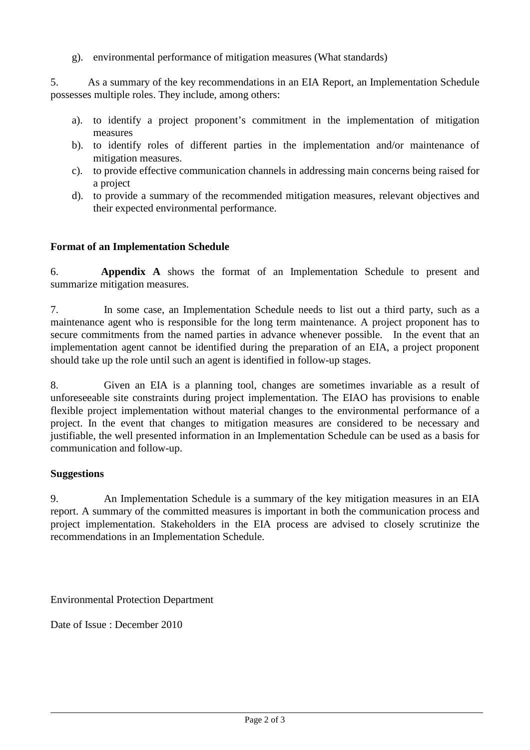g). environmental performance of mitigation measures (What standards)

5. As a summary of the key recommendations in an EIA Report, an Implementation Schedule possesses multiple roles. They include, among others:

a). to identify a project proponent's commitment in the implementation of mitigation measures
b). to identify roles of different parties in the implementation and/or maintenance of mitigation measures.
c). to provide effective communication channels in addressing main concerns being raised for a project
d). to provide a summary of the recommended mitigation measures, relevant objectives and their expected environmental performance.

**Format of an Implementation Schedule**

6. **Appendix A** shows the format of an Implementation Schedule to present and summarize mitigation measures.

7. In some case, an Implementation Schedule needs to list out a third party, such as a maintenance agent who is responsible for the long term maintenance. A project proponent has to secure commitments from the named parties in advance whenever possible. In the event that an implementation agent cannot be identified during the preparation of an EIA, a project proponent should take up the role until such an agent is identified in follow-up stages.

8. Given an EIA is a planning tool, changes are sometimes invariable as a result of unforeseeable site constraints during project implementation. The EIAO has provisions to enable flexible project implementation without material changes to the environmental performance of a project. In the event that changes to mitigation measures are considered to be necessary and justifiable, the well presented information in an Implementation Schedule can be used as a basis for communication and follow-up.

**Suggestions**

9. An Implementation Schedule is a summary of the key mitigation measures in an EIA report. A summary of the committed measures is important in both the communication process and project implementation. Stakeholders in the EIA process are advised to closely scrutinize the recommendations in an Implementation Schedule.

Environmental Protection Department

Date of Issue : December 2010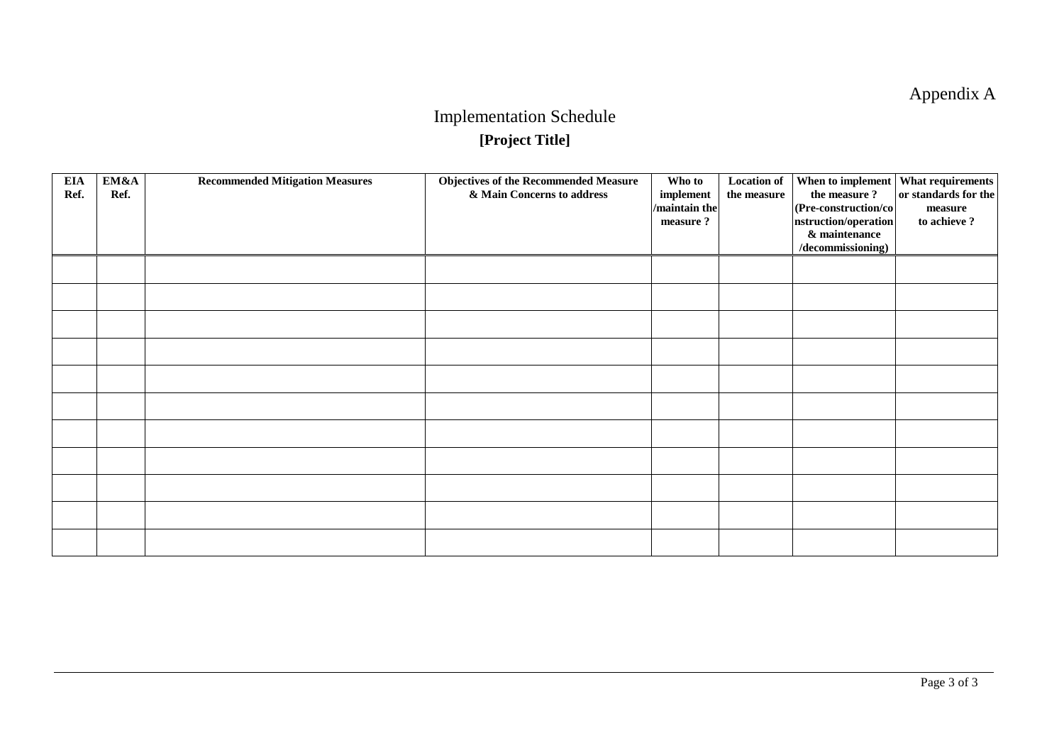Appendix A

# Implementation Schedule

**[Project Title]**

| EIA Ref. | EM&A Ref. | Recommended Mitigation Measures | Objectives of the Recommended Measure & Main Concerns to address | Who to implement /maintain the measure ? | Location of the measure | When to implement the measure ? (Pre-construction/construction/operation & maintenance /decommissioning) | What requirements or standards for the measure to achieve ? |
|---|---|---|---|---|---|---|---|
| | | | | | | | |
| | | | | | | | |
| | | | | | | | |
| | | | | | | | |
| | | | | | | | |
| | | | | | | | |
| | | | | | | | |
| | | | | | | | |
| | | | | | | | |
| | | | | | | | |
| | | | | | | | |